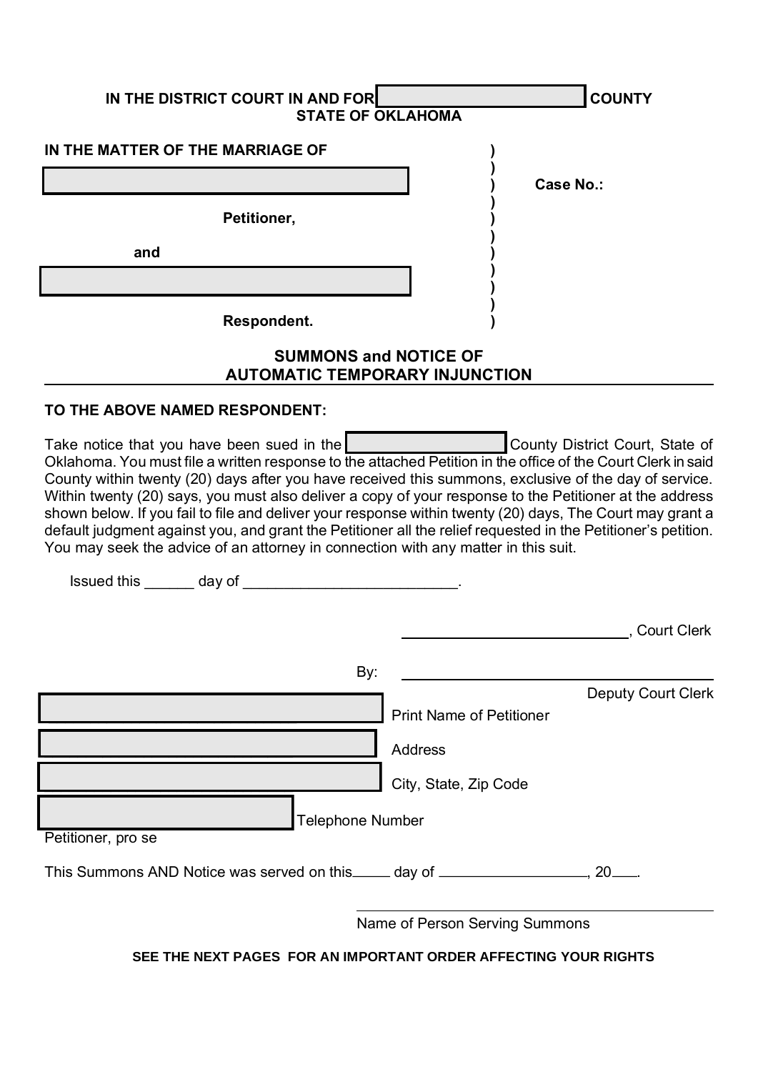**IN THE DISTRICT COURT IN AND FOR \_\_\_\_\_\_\_\_\_\_\_\_\_\_\_\_\_\_\_\_ COUNTY**
**STATE OF OKLAHOMA**

| | | |
|---|---|---|
| **IN THE MATTER OF THE MARRIAGE OF** | ) | |
| \_\_\_\_\_\_\_\_\_\_\_\_\_\_\_\_\_\_\_\_\_\_\_\_\_\_\_\_\_\_ | ) | **Case No.:** |
| **Petitioner,** | ) | |
| **and** | ) | |
| \_\_\_\_\_\_\_\_\_\_\_\_\_\_\_\_\_\_\_\_\_\_\_\_\_\_\_\_\_\_ | ) | |
| **Respondent.** | ) | |

## SUMMONS and NOTICE OF AUTOMATIC TEMPORARY INJUNCTION

**TO THE ABOVE NAMED RESPONDENT:**

Take notice that you have been sued in the \_\_\_\_\_\_\_\_\_\_\_\_\_\_\_\_\_\_\_\_ County District Court, State of Oklahoma. You must file a written response to the attached Petition in the office of the Court Clerk in said County within twenty (20) days after you have received this summons, exclusive of the day of service. Within twenty (20) says, you must also deliver a copy of your response to the Petitioner at the address shown below. If you fail to file and deliver your response within twenty (20) days, The Court may grant a default judgment against you, and grant the Petitioner all the relief requested in the Petitioner's petition. You may seek the advice of an attorney in connection with any matter in this suit.

Issued this \_\_\_\_\_\_ day of \_\_\_\_\_\_\_\_\_\_\_\_\_\_\_\_\_\_\_\_\_\_\_\_\_\_.

\_\_\_\_\_\_\_\_\_\_\_\_\_\_\_\_\_\_\_\_\_\_\_\_\_\_\_\_\_\_, Court Clerk

By: \_\_\_\_\_\_\_\_\_\_\_\_\_\_\_\_\_\_\_\_\_\_\_\_\_\_\_\_\_\_
Deputy Court Clerk

\_\_\_\_\_\_\_\_\_\_\_\_\_\_\_\_\_\_\_\_\_\_\_\_\_\_\_\_\_\_ Print Name of Petitioner

\_\_\_\_\_\_\_\_\_\_\_\_\_\_\_\_\_\_\_\_\_\_\_\_\_\_\_\_\_\_ Address

\_\_\_\_\_\_\_\_\_\_\_\_\_\_\_\_\_\_\_\_\_\_\_\_\_\_\_\_\_\_ City, State, Zip Code

\_\_\_\_\_\_\_\_\_\_\_\_\_\_\_\_\_\_\_\_\_\_\_\_ Telephone Number

Petitioner, pro se

This Summons AND Notice was served on this \_\_\_\_\_ day of \_\_\_\_\_\_\_\_\_\_\_\_\_\_\_\_\_\_\_\_, 20\_\_\_\_.

\_\_\_\_\_\_\_\_\_\_\_\_\_\_\_\_\_\_\_\_\_\_\_\_\_\_\_\_\_\_
Name of Person Serving Summons

**SEE THE NEXT PAGES FOR AN IMPORTANT ORDER AFFECTING YOUR RIGHTS**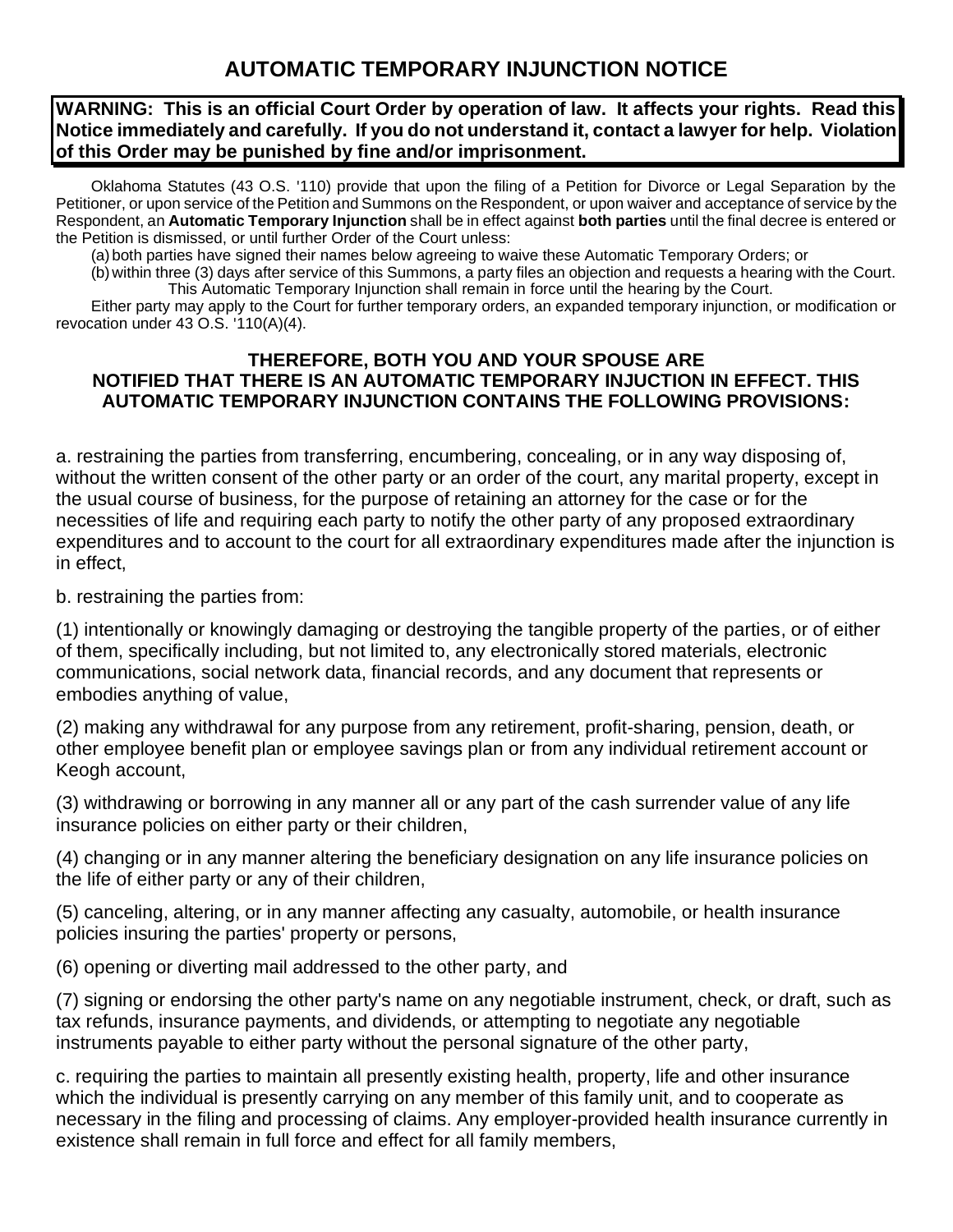# AUTOMATIC TEMPORARY INJUNCTION NOTICE

**WARNING: This is an official Court Order by operation of law. It affects your rights. Read this Notice immediately and carefully. If you do not understand it, contact a lawyer for help. Violation of this Order may be punished by fine and/or imprisonment.**

Oklahoma Statutes (43 O.S. '110) provide that upon the filing of a Petition for Divorce or Legal Separation by the Petitioner, or upon service of the Petition and Summons on the Respondent, or upon waiver and acceptance of service by the Respondent, an **Automatic Temporary Injunction** shall be in effect against **both parties** until the final decree is entered or the Petition is dismissed, or until further Order of the Court unless:

(a) both parties have signed their names below agreeing to waive these Automatic Temporary Orders; or

(b) within three (3) days after service of this Summons, a party files an objection and requests a hearing with the Court. This Automatic Temporary Injunction shall remain in force until the hearing by the Court.

Either party may apply to the Court for further temporary orders, an expanded temporary injunction, or modification or revocation under 43 O.S. '110(A)(4).

**THEREFORE, BOTH YOU AND YOUR SPOUSE ARE NOTIFIED THAT THERE IS AN AUTOMATIC TEMPORARY INJUCTION IN EFFECT. THIS AUTOMATIC TEMPORARY INJUNCTION CONTAINS THE FOLLOWING PROVISIONS:**

a. restraining the parties from transferring, encumbering, concealing, or in any way disposing of, without the written consent of the other party or an order of the court, any marital property, except in the usual course of business, for the purpose of retaining an attorney for the case or for the necessities of life and requiring each party to notify the other party of any proposed extraordinary expenditures and to account to the court for all extraordinary expenditures made after the injunction is in effect,

b. restraining the parties from:

(1) intentionally or knowingly damaging or destroying the tangible property of the parties, or of either of them, specifically including, but not limited to, any electronically stored materials, electronic communications, social network data, financial records, and any document that represents or embodies anything of value,

(2) making any withdrawal for any purpose from any retirement, profit-sharing, pension, death, or other employee benefit plan or employee savings plan or from any individual retirement account or Keogh account,

(3) withdrawing or borrowing in any manner all or any part of the cash surrender value of any life insurance policies on either party or their children,

(4) changing or in any manner altering the beneficiary designation on any life insurance policies on the life of either party or any of their children,

(5) canceling, altering, or in any manner affecting any casualty, automobile, or health insurance policies insuring the parties' property or persons,

(6) opening or diverting mail addressed to the other party, and

(7) signing or endorsing the other party's name on any negotiable instrument, check, or draft, such as tax refunds, insurance payments, and dividends, or attempting to negotiate any negotiable instruments payable to either party without the personal signature of the other party,

c. requiring the parties to maintain all presently existing health, property, life and other insurance which the individual is presently carrying on any member of this family unit, and to cooperate as necessary in the filing and processing of claims. Any employer-provided health insurance currently in existence shall remain in full force and effect for all family members,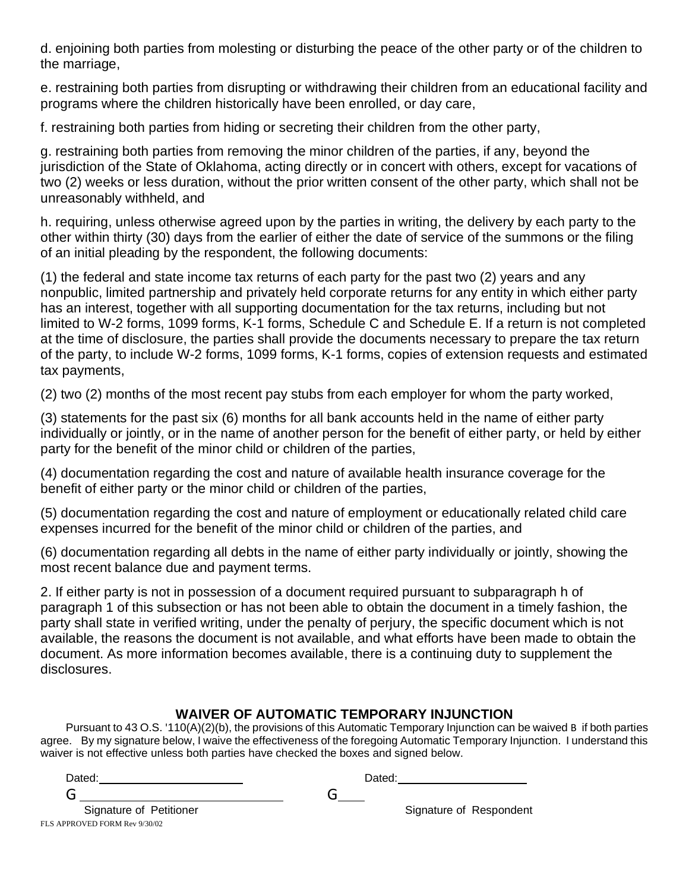d. enjoining both parties from molesting or disturbing the peace of the other party or of the children to the marriage,

e. restraining both parties from disrupting or withdrawing their children from an educational facility and programs where the children historically have been enrolled, or day care,

f. restraining both parties from hiding or secreting their children from the other party,

g. restraining both parties from removing the minor children of the parties, if any, beyond the jurisdiction of the State of Oklahoma, acting directly or in concert with others, except for vacations of two (2) weeks or less duration, without the prior written consent of the other party, which shall not be unreasonably withheld, and

h. requiring, unless otherwise agreed upon by the parties in writing, the delivery by each party to the other within thirty (30) days from the earlier of either the date of service of the summons or the filing of an initial pleading by the respondent, the following documents:

(1) the federal and state income tax returns of each party for the past two (2) years and any nonpublic, limited partnership and privately held corporate returns for any entity in which either party has an interest, together with all supporting documentation for the tax returns, including but not limited to W-2 forms, 1099 forms, K-1 forms, Schedule C and Schedule E. If a return is not completed at the time of disclosure, the parties shall provide the documents necessary to prepare the tax return of the party, to include W-2 forms, 1099 forms, K-1 forms, copies of extension requests and estimated tax payments,

(2) two (2) months of the most recent pay stubs from each employer for whom the party worked,

(3) statements for the past six (6) months for all bank accounts held in the name of either party individually or jointly, or in the name of another person for the benefit of either party, or held by either party for the benefit of the minor child or children of the parties,

(4) documentation regarding the cost and nature of available health insurance coverage for the benefit of either party or the minor child or children of the parties,

(5) documentation regarding the cost and nature of employment or educationally related child care expenses incurred for the benefit of the minor child or children of the parties, and

(6) documentation regarding all debts in the name of either party individually or jointly, showing the most recent balance due and payment terms.

2. If either party is not in possession of a document required pursuant to subparagraph h of paragraph 1 of this subsection or has not been able to obtain the document in a timely fashion, the party shall state in verified writing, under the penalty of perjury, the specific document which is not available, the reasons the document is not available, and what efforts have been made to obtain the document. As more information becomes available, there is a continuing duty to supplement the disclosures.

## WAIVER OF AUTOMATIC TEMPORARY INJUNCTION

Pursuant to 43 O.S. '110(A)(2)(b), the provisions of this Automatic Temporary Injunction can be waived B if both parties agree. By my signature below, I waive the effectiveness of the foregoing Automatic Temporary Injunction. I understand this waiver is not effective unless both parties have checked the boxes and signed below.

Dated:\_\_\_\_\_\_\_\_\_\_\_\_\_\_\_\_\_\_\_\_ Dated:\_\_\_\_\_\_\_\_\_\_\_\_\_\_\_\_\_\_\_\_

G \_\_\_\_\_\_\_\_\_\_\_\_\_\_\_\_\_\_\_\_\_\_\_\_\_\_\_\_ G\_\_\_\_

Signature of Petitioner Signature of Respondent

FLS APPROVED FORM Rev 9/30/02